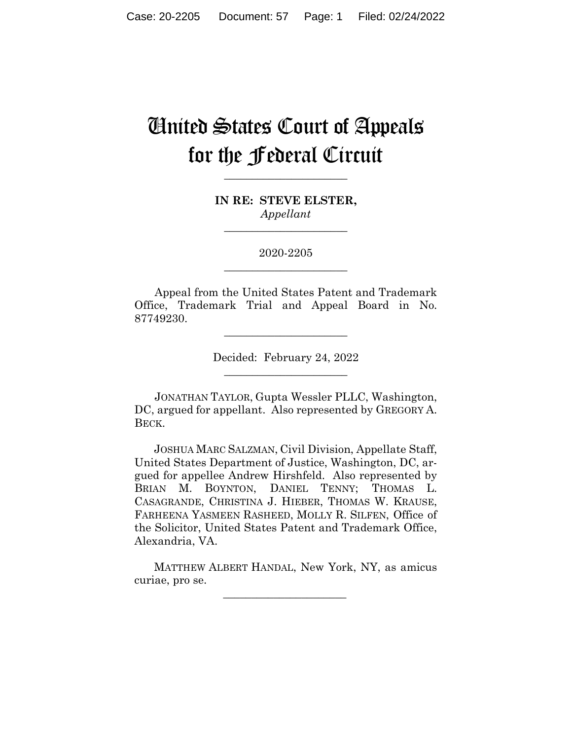# United States Court of Appeals for the Federal Circuit

---

**IN RE: STEVE ELSTER,**
*Appellant*

---

2020-2205

---

Appeal from the United States Patent and Trademark Office, Trademark Trial and Appeal Board in No. 87749230.

---

Decided: February 24, 2022

---

JONATHAN TAYLOR, Gupta Wessler PLLC, Washington, DC, argued for appellant. Also represented by GREGORY A. BECK.

JOSHUA MARC SALZMAN, Civil Division, Appellate Staff, United States Department of Justice, Washington, DC, argued for appellee Andrew Hirshfeld. Also represented by BRIAN M. BOYNTON, DANIEL TENNY; THOMAS L. CASAGRANDE, CHRISTINA J. HIEBER, THOMAS W. KRAUSE, FARHEENA YASMEEN RASHEED, MOLLY R. SILFEN, Office of the Solicitor, United States Patent and Trademark Office, Alexandria, VA.

MATTHEW ALBERT HANDAL, New York, NY, as amicus curiae, pro se.

---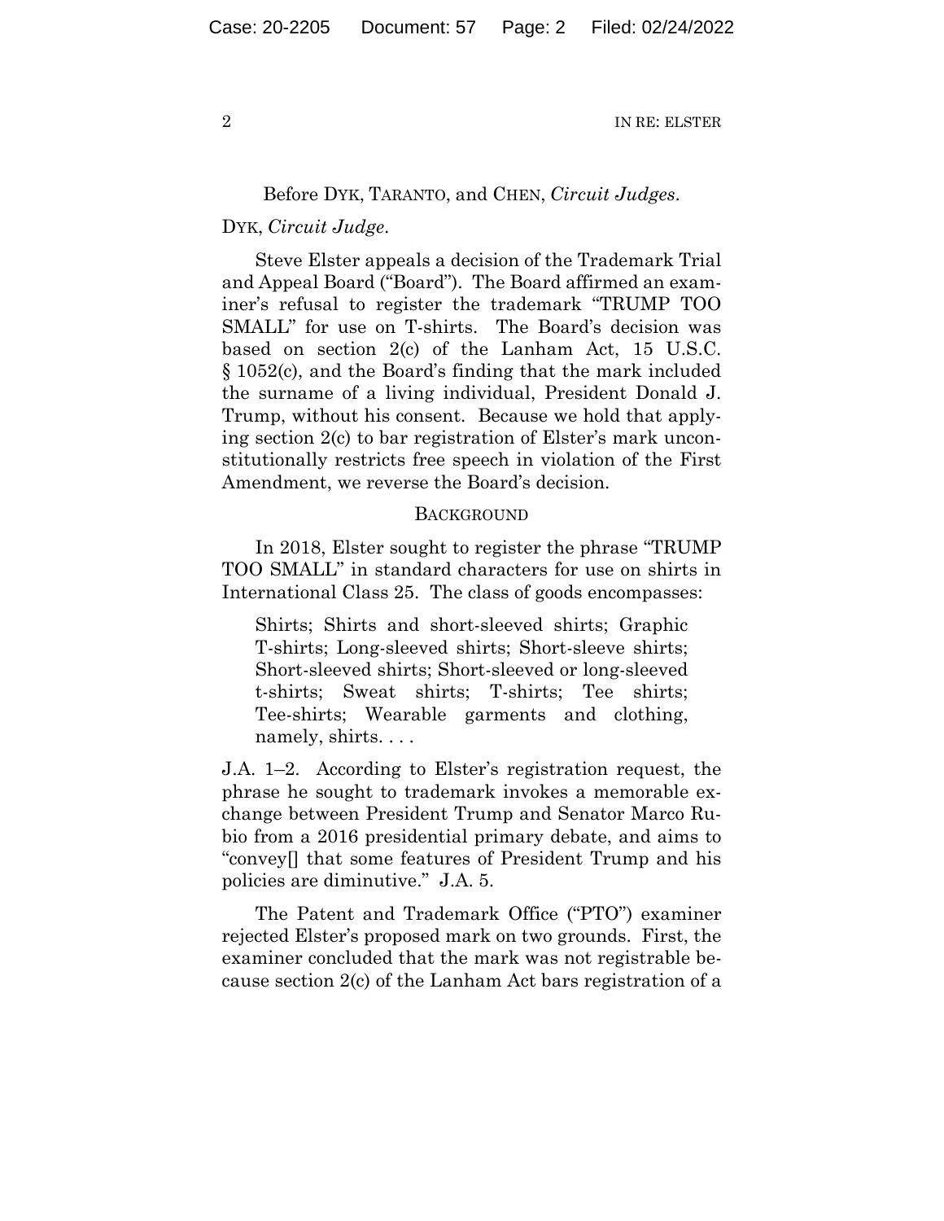Before DYK, TARANTO, and CHEN, *Circuit Judges*.

DYK, *Circuit Judge*.

Steve Elster appeals a decision of the Trademark Trial and Appeal Board ("Board"). The Board affirmed an examiner's refusal to register the trademark "TRUMP TOO SMALL" for use on T-shirts. The Board's decision was based on section 2(c) of the Lanham Act, 15 U.S.C. § 1052(c), and the Board's finding that the mark included the surname of a living individual, President Donald J. Trump, without his consent. Because we hold that applying section 2(c) to bar registration of Elster's mark unconstitutionally restricts free speech in violation of the First Amendment, we reverse the Board's decision.

## BACKGROUND

In 2018, Elster sought to register the phrase "TRUMP TOO SMALL" in standard characters for use on shirts in International Class 25. The class of goods encompasses:

> Shirts; Shirts and short-sleeved shirts; Graphic T-shirts; Long-sleeved shirts; Short-sleeve shirts; Short-sleeved shirts; Short-sleeved or long-sleeved t-shirts; Sweat shirts; T-shirts; Tee shirts; Tee-shirts; Wearable garments and clothing, namely, shirts. . . .

J.A. 1–2. According to Elster's registration request, the phrase he sought to trademark invokes a memorable exchange between President Trump and Senator Marco Rubio from a 2016 presidential primary debate, and aims to "convey[] that some features of President Trump and his policies are diminutive." J.A. 5.

The Patent and Trademark Office ("PTO") examiner rejected Elster's proposed mark on two grounds. First, the examiner concluded that the mark was not registrable because section 2(c) of the Lanham Act bars registration of a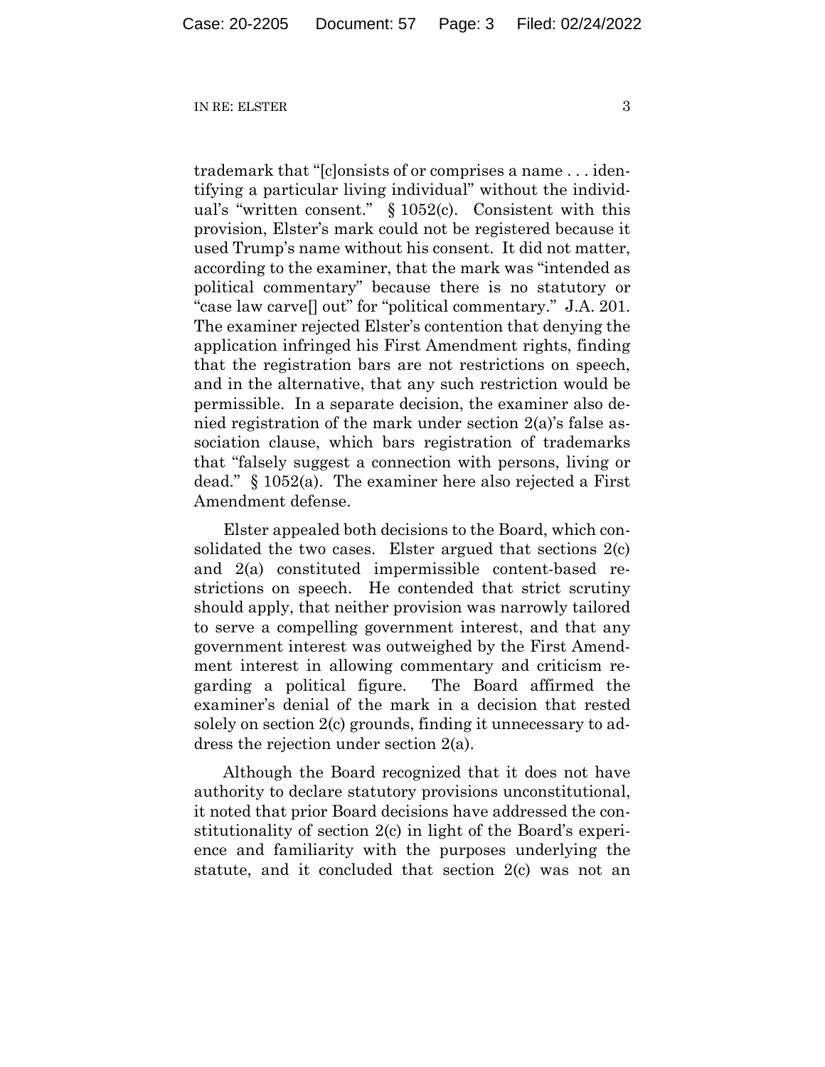trademark that "[c]onsists of or comprises a name . . . identifying a particular living individual" without the individual's "written consent." § 1052(c). Consistent with this provision, Elster's mark could not be registered because it used Trump's name without his consent. It did not matter, according to the examiner, that the mark was "intended as political commentary" because there is no statutory or "case law carve[] out" for "political commentary." J.A. 201. The examiner rejected Elster's contention that denying the application infringed his First Amendment rights, finding that the registration bars are not restrictions on speech, and in the alternative, that any such restriction would be permissible. In a separate decision, the examiner also denied registration of the mark under section 2(a)'s false association clause, which bars registration of trademarks that "falsely suggest a connection with persons, living or dead." § 1052(a). The examiner here also rejected a First Amendment defense.

Elster appealed both decisions to the Board, which consolidated the two cases. Elster argued that sections 2(c) and 2(a) constituted impermissible content-based restrictions on speech. He contended that strict scrutiny should apply, that neither provision was narrowly tailored to serve a compelling government interest, and that any government interest was outweighed by the First Amendment interest in allowing commentary and criticism regarding a political figure. The Board affirmed the examiner's denial of the mark in a decision that rested solely on section 2(c) grounds, finding it unnecessary to address the rejection under section 2(a).

Although the Board recognized that it does not have authority to declare statutory provisions unconstitutional, it noted that prior Board decisions have addressed the constitutionality of section 2(c) in light of the Board's experience and familiarity with the purposes underlying the statute, and it concluded that section 2(c) was not an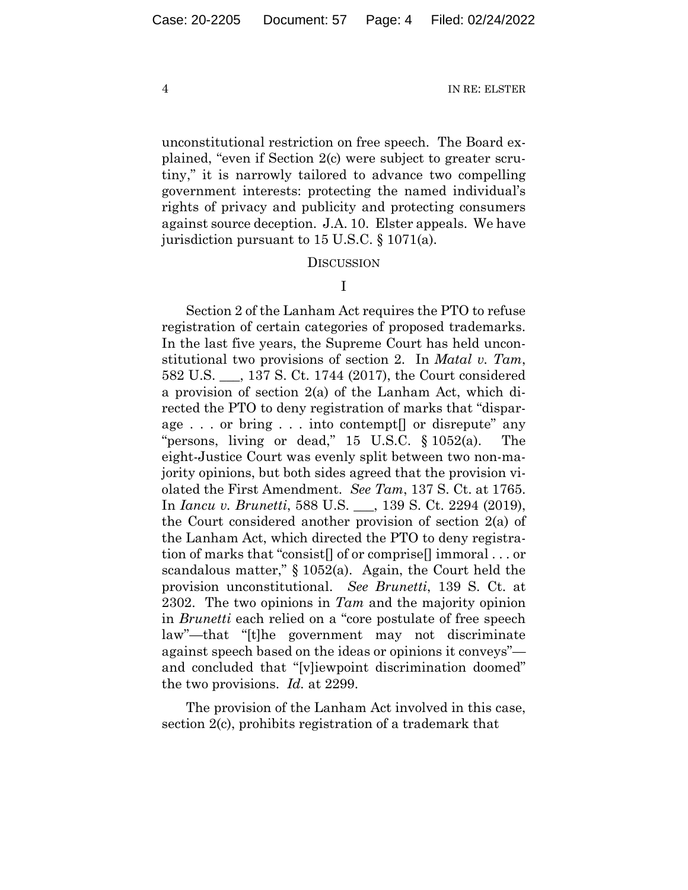unconstitutional restriction on free speech. The Board explained, "even if Section 2(c) were subject to greater scrutiny," it is narrowly tailored to advance two compelling government interests: protecting the named individual's rights of privacy and publicity and protecting consumers against source deception. J.A. 10. Elster appeals. We have jurisdiction pursuant to 15 U.S.C. § 1071(a).

## DISCUSSION

### I

Section 2 of the Lanham Act requires the PTO to refuse registration of certain categories of proposed trademarks. In the last five years, the Supreme Court has held unconstitutional two provisions of section 2. In *Matal v. Tam*, 582 U.S. ___, 137 S. Ct. 1744 (2017), the Court considered a provision of section 2(a) of the Lanham Act, which directed the PTO to deny registration of marks that "disparage . . . or bring . . . into contempt[] or disrepute" any "persons, living or dead," 15 U.S.C. § 1052(a). The eight-Justice Court was evenly split between two non-majority opinions, but both sides agreed that the provision violated the First Amendment. *See Tam*, 137 S. Ct. at 1765. In *Iancu v. Brunetti*, 588 U.S. ___, 139 S. Ct. 2294 (2019), the Court considered another provision of section 2(a) of the Lanham Act, which directed the PTO to deny registration of marks that "consist[] of or comprise[] immoral . . . or scandalous matter," § 1052(a). Again, the Court held the provision unconstitutional. *See Brunetti*, 139 S. Ct. at 2302. The two opinions in *Tam* and the majority opinion in *Brunetti* each relied on a "core postulate of free speech law"—that "[t]he government may not discriminate against speech based on the ideas or opinions it conveys"—and concluded that "[v]iewpoint discrimination doomed" the two provisions. *Id.* at 2299.

The provision of the Lanham Act involved in this case, section 2(c), prohibits registration of a trademark that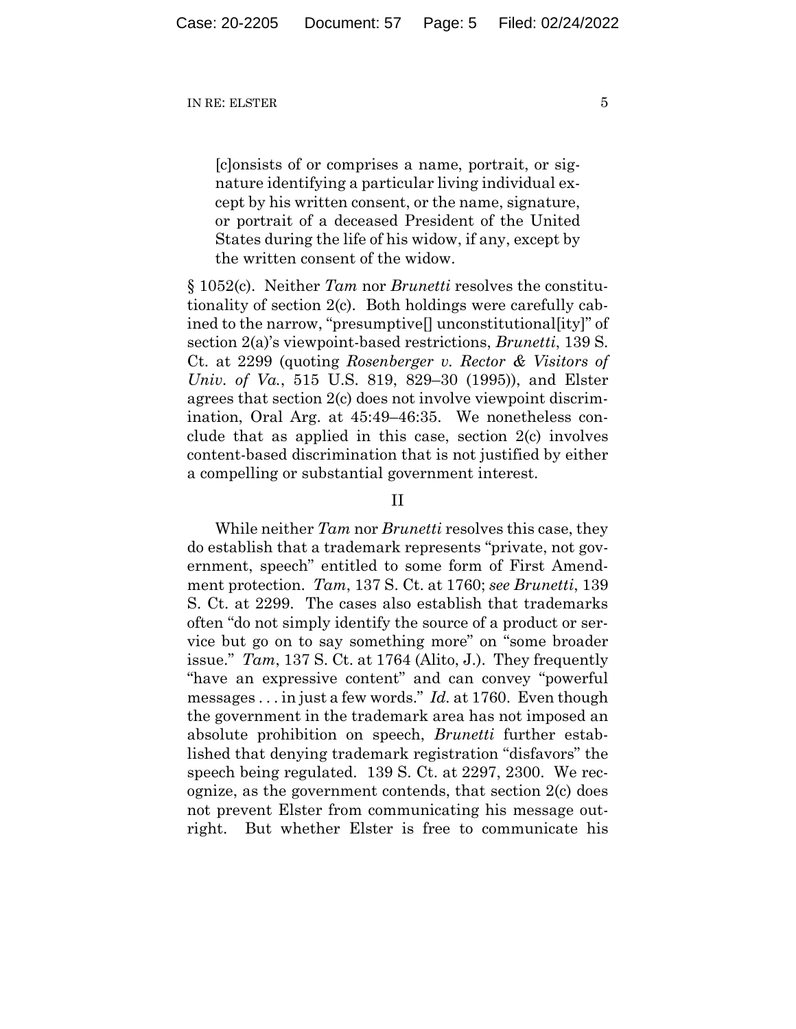> [c]onsists of or comprises a name, portrait, or signature identifying a particular living individual except by his written consent, or the name, signature, or portrait of a deceased President of the United States during the life of his widow, if any, except by the written consent of the widow.

§ 1052(c). Neither *Tam* nor *Brunetti* resolves the constitutionality of section 2(c). Both holdings were carefully cabined to the narrow, "presumptive[] unconstitutional[ity]" of section 2(a)'s viewpoint-based restrictions, *Brunetti*, 139 S. Ct. at 2299 (quoting *Rosenberger v. Rector & Visitors of Univ. of Va.*, 515 U.S. 819, 829–30 (1995)), and Elster agrees that section 2(c) does not involve viewpoint discrimination, Oral Arg. at 45:49–46:35. We nonetheless conclude that as applied in this case, section 2(c) involves content-based discrimination that is not justified by either a compelling or substantial government interest.

## II

While neither *Tam* nor *Brunetti* resolves this case, they do establish that a trademark represents "private, not government, speech" entitled to some form of First Amendment protection. *Tam*, 137 S. Ct. at 1760; *see Brunetti*, 139 S. Ct. at 2299. The cases also establish that trademarks often "do not simply identify the source of a product or service but go on to say something more" on "some broader issue." *Tam*, 137 S. Ct. at 1764 (Alito, J.). They frequently "have an expressive content" and can convey "powerful messages . . . in just a few words." *Id.* at 1760. Even though the government in the trademark area has not imposed an absolute prohibition on speech, *Brunetti* further established that denying trademark registration "disfavors" the speech being regulated. 139 S. Ct. at 2297, 2300. We recognize, as the government contends, that section 2(c) does not prevent Elster from communicating his message outright. But whether Elster is free to communicate his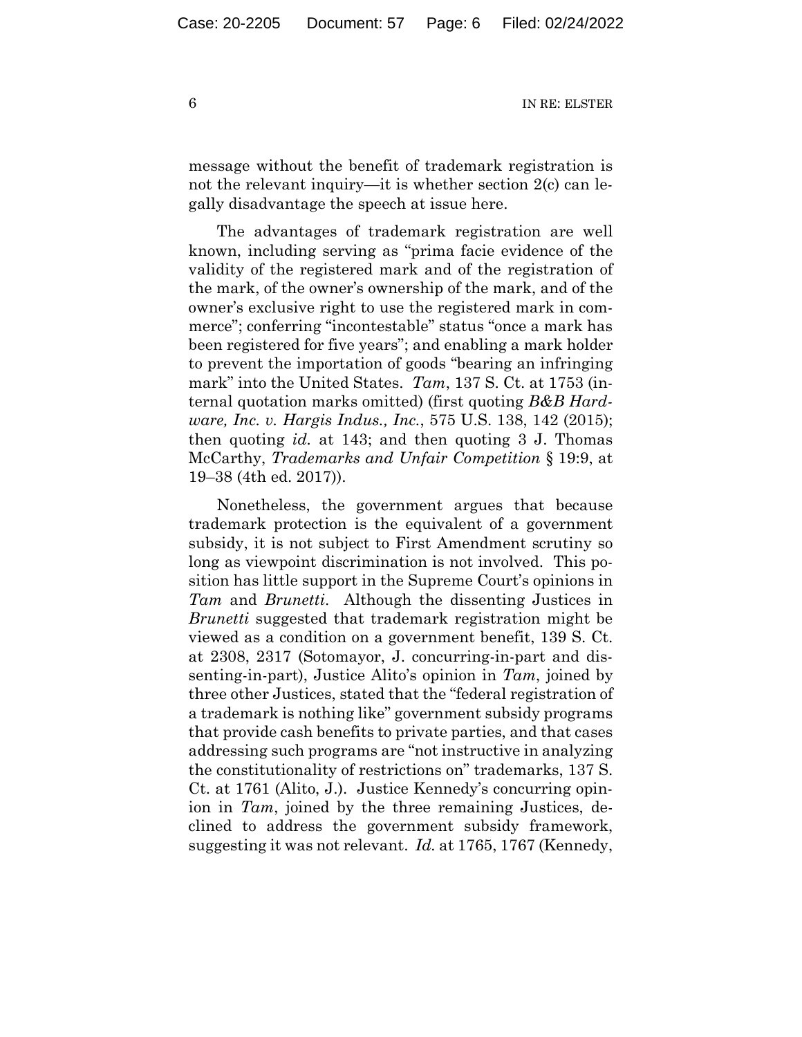message without the benefit of trademark registration is not the relevant inquiry—it is whether section 2(c) can legally disadvantage the speech at issue here.

The advantages of trademark registration are well known, including serving as "prima facie evidence of the validity of the registered mark and of the registration of the mark, of the owner's ownership of the mark, and of the owner's exclusive right to use the registered mark in commerce"; conferring "incontestable" status "once a mark has been registered for five years"; and enabling a mark holder to prevent the importation of goods "bearing an infringing mark" into the United States. *Tam*, 137 S. Ct. at 1753 (internal quotation marks omitted) (first quoting *B&B Hardware, Inc. v. Hargis Indus., Inc.*, 575 U.S. 138, 142 (2015); then quoting *id.* at 143; and then quoting 3 J. Thomas McCarthy, *Trademarks and Unfair Competition* § 19:9, at 19–38 (4th ed. 2017)).

Nonetheless, the government argues that because trademark protection is the equivalent of a government subsidy, it is not subject to First Amendment scrutiny so long as viewpoint discrimination is not involved. This position has little support in the Supreme Court's opinions in *Tam* and *Brunetti*. Although the dissenting Justices in *Brunetti* suggested that trademark registration might be viewed as a condition on a government benefit, 139 S. Ct. at 2308, 2317 (Sotomayor, J. concurring-in-part and dissenting-in-part), Justice Alito's opinion in *Tam*, joined by three other Justices, stated that the "federal registration of a trademark is nothing like" government subsidy programs that provide cash benefits to private parties, and that cases addressing such programs are "not instructive in analyzing the constitutionality of restrictions on" trademarks, 137 S. Ct. at 1761 (Alito, J.). Justice Kennedy's concurring opinion in *Tam*, joined by the three remaining Justices, declined to address the government subsidy framework, suggesting it was not relevant. *Id.* at 1765, 1767 (Kennedy,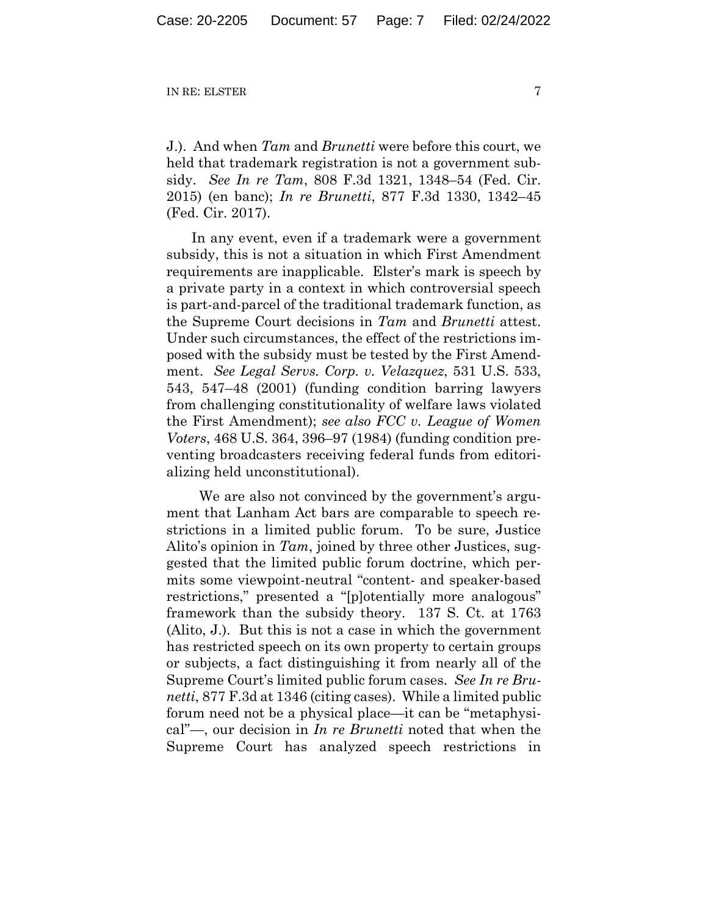J.). And when *Tam* and *Brunetti* were before this court, we held that trademark registration is not a government subsidy. *See In re Tam*, 808 F.3d 1321, 1348–54 (Fed. Cir. 2015) (en banc); *In re Brunetti*, 877 F.3d 1330, 1342–45 (Fed. Cir. 2017).

In any event, even if a trademark were a government subsidy, this is not a situation in which First Amendment requirements are inapplicable. Elster's mark is speech by a private party in a context in which controversial speech is part-and-parcel of the traditional trademark function, as the Supreme Court decisions in *Tam* and *Brunetti* attest. Under such circumstances, the effect of the restrictions imposed with the subsidy must be tested by the First Amendment. *See Legal Servs. Corp. v. Velazquez*, 531 U.S. 533, 543, 547–48 (2001) (funding condition barring lawyers from challenging constitutionality of welfare laws violated the First Amendment); *see also FCC v. League of Women Voters*, 468 U.S. 364, 396–97 (1984) (funding condition preventing broadcasters receiving federal funds from editorializing held unconstitutional).

We are also not convinced by the government's argument that Lanham Act bars are comparable to speech restrictions in a limited public forum. To be sure, Justice Alito's opinion in *Tam*, joined by three other Justices, suggested that the limited public forum doctrine, which permits some viewpoint-neutral "content- and speaker-based restrictions," presented a "[p]otentially more analogous" framework than the subsidy theory. 137 S. Ct. at 1763 (Alito, J.). But this is not a case in which the government has restricted speech on its own property to certain groups or subjects, a fact distinguishing it from nearly all of the Supreme Court's limited public forum cases. *See In re Brunetti*, 877 F.3d at 1346 (citing cases). While a limited public forum need not be a physical place—it can be "metaphysical"—, our decision in *In re Brunetti* noted that when the Supreme Court has analyzed speech restrictions in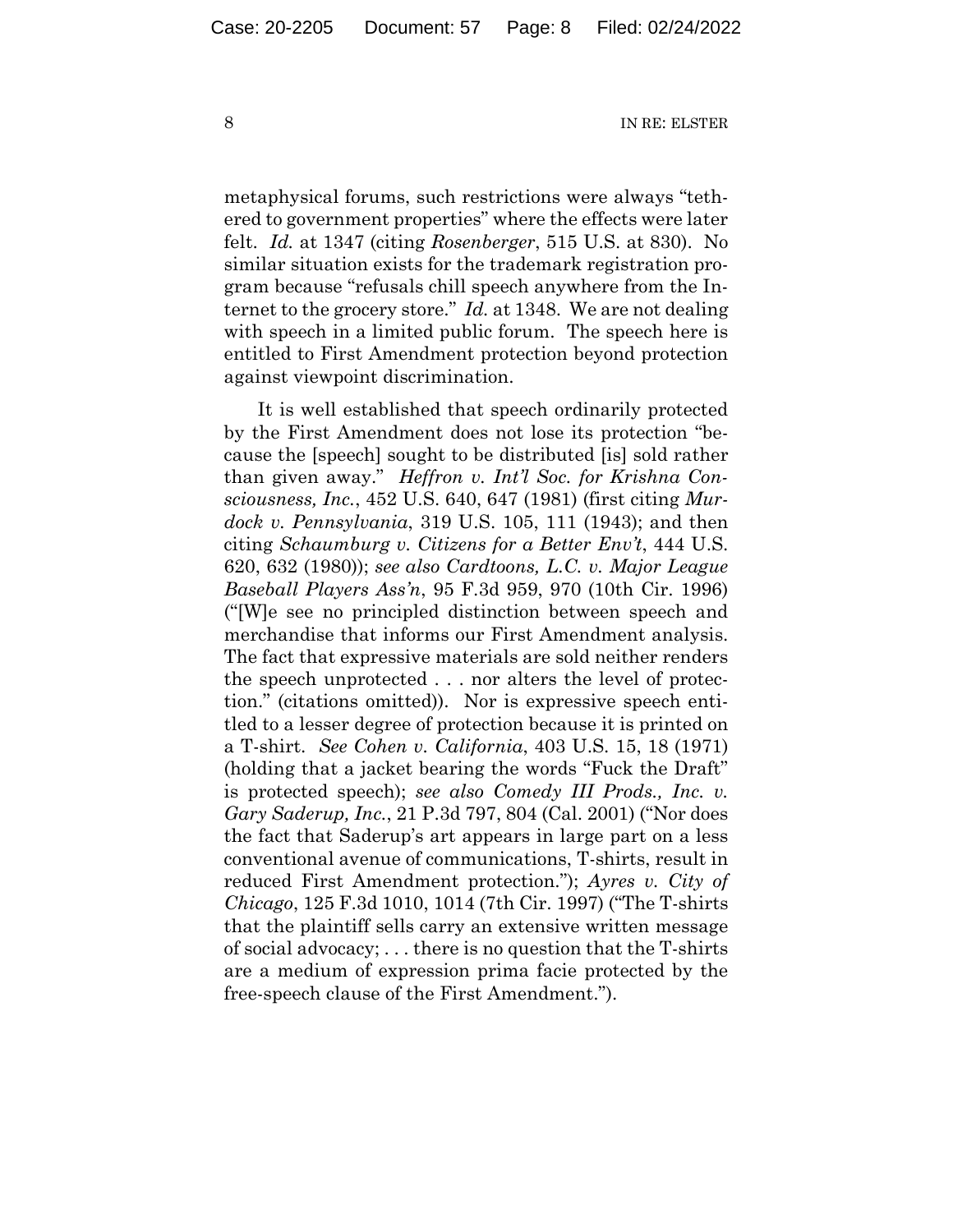metaphysical forums, such restrictions were always "tethered to government properties" where the effects were later felt. *Id.* at 1347 (citing *Rosenberger*, 515 U.S. at 830). No similar situation exists for the trademark registration program because "refusals chill speech anywhere from the Internet to the grocery store." *Id.* at 1348. We are not dealing with speech in a limited public forum. The speech here is entitled to First Amendment protection beyond protection against viewpoint discrimination.

It is well established that speech ordinarily protected by the First Amendment does not lose its protection "because the [speech] sought to be distributed [is] sold rather than given away." *Heffron v. Int'l Soc. for Krishna Consciousness, Inc.*, 452 U.S. 640, 647 (1981) (first citing *Murdock v. Pennsylvania*, 319 U.S. 105, 111 (1943); and then citing *Schaumburg v. Citizens for a Better Env't*, 444 U.S. 620, 632 (1980)); *see also Cardtoons, L.C. v. Major League Baseball Players Ass'n*, 95 F.3d 959, 970 (10th Cir. 1996) ("[W]e see no principled distinction between speech and merchandise that informs our First Amendment analysis. The fact that expressive materials are sold neither renders the speech unprotected . . . nor alters the level of protection." (citations omitted)). Nor is expressive speech entitled to a lesser degree of protection because it is printed on a T-shirt. *See Cohen v. California*, 403 U.S. 15, 18 (1971) (holding that a jacket bearing the words "Fuck the Draft" is protected speech); *see also Comedy III Prods., Inc. v. Gary Saderup, Inc.*, 21 P.3d 797, 804 (Cal. 2001) ("Nor does the fact that Saderup's art appears in large part on a less conventional avenue of communications, T-shirts, result in reduced First Amendment protection."); *Ayres v. City of Chicago*, 125 F.3d 1010, 1014 (7th Cir. 1997) ("The T-shirts that the plaintiff sells carry an extensive written message of social advocacy; . . . there is no question that the T-shirts are a medium of expression prima facie protected by the free-speech clause of the First Amendment.").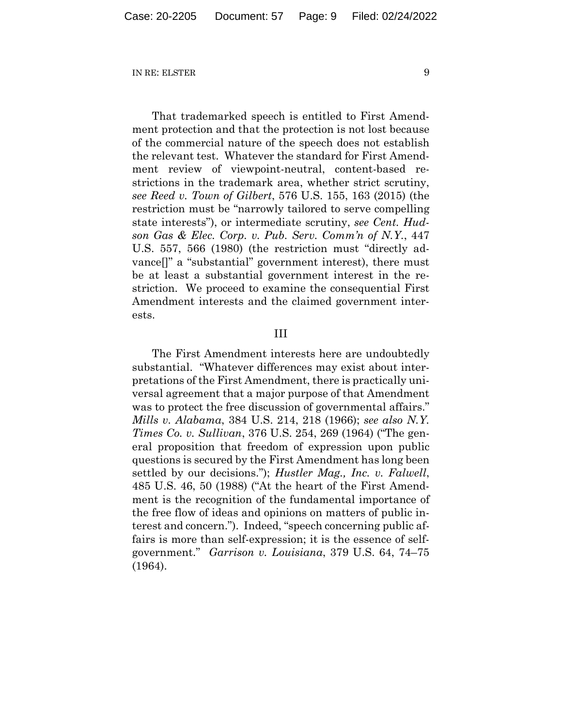That trademarked speech is entitled to First Amendment protection and that the protection is not lost because of the commercial nature of the speech does not establish the relevant test. Whatever the standard for First Amendment review of viewpoint-neutral, content-based restrictions in the trademark area, whether strict scrutiny, *see Reed v. Town of Gilbert*, 576 U.S. 155, 163 (2015) (the restriction must be "narrowly tailored to serve compelling state interests"), or intermediate scrutiny, *see Cent. Hudson Gas & Elec. Corp. v. Pub. Serv. Comm'n of N.Y.*, 447 U.S. 557, 566 (1980) (the restriction must "directly advance[]" a "substantial" government interest), there must be at least a substantial government interest in the restriction. We proceed to examine the consequential First Amendment interests and the claimed government interests.

## III

The First Amendment interests here are undoubtedly substantial. "Whatever differences may exist about interpretations of the First Amendment, there is practically universal agreement that a major purpose of that Amendment was to protect the free discussion of governmental affairs." *Mills v. Alabama*, 384 U.S. 214, 218 (1966); *see also N.Y. Times Co. v. Sullivan*, 376 U.S. 254, 269 (1964) ("The general proposition that freedom of expression upon public questions is secured by the First Amendment has long been settled by our decisions."); *Hustler Mag., Inc. v. Falwell*, 485 U.S. 46, 50 (1988) ("At the heart of the First Amendment is the recognition of the fundamental importance of the free flow of ideas and opinions on matters of public interest and concern."). Indeed, "speech concerning public affairs is more than self-expression; it is the essence of self-government." *Garrison v. Louisiana*, 379 U.S. 64, 74–75 (1964).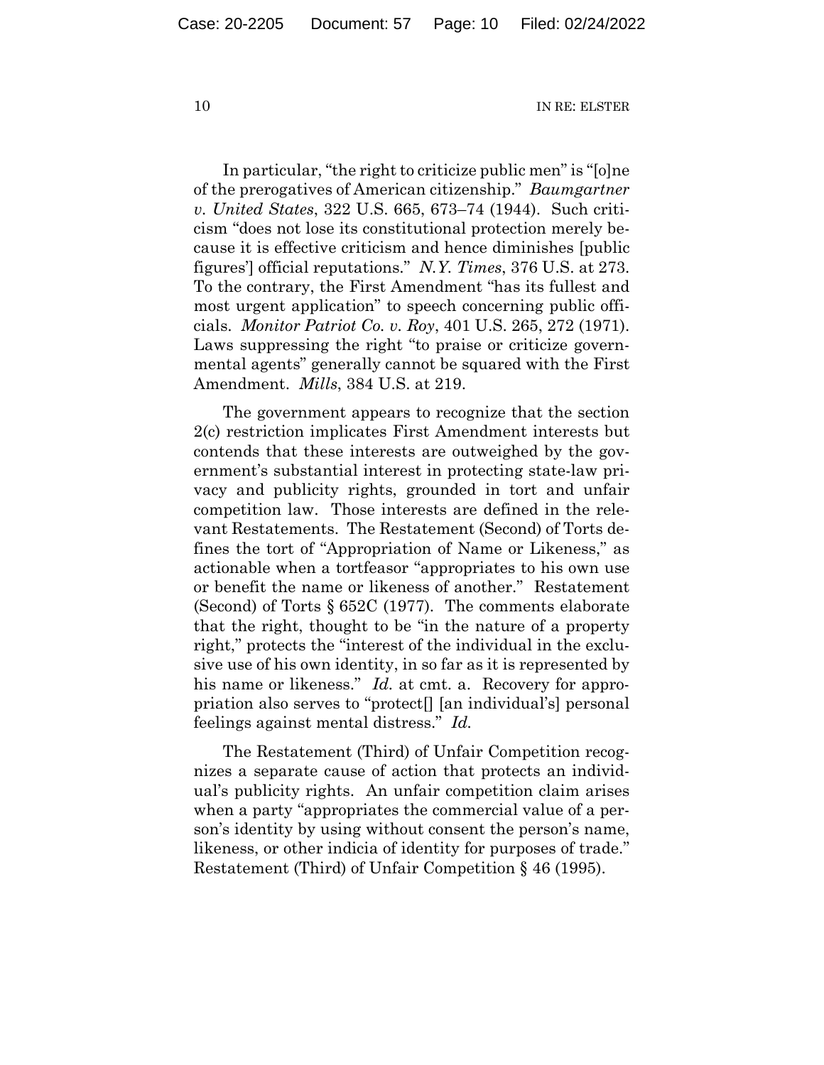In particular, "the right to criticize public men" is "[o]ne of the prerogatives of American citizenship." *Baumgartner v. United States*, 322 U.S. 665, 673–74 (1944). Such criticism "does not lose its constitutional protection merely because it is effective criticism and hence diminishes [public figures'] official reputations." *N.Y. Times*, 376 U.S. at 273. To the contrary, the First Amendment "has its fullest and most urgent application" to speech concerning public officials. *Monitor Patriot Co. v. Roy*, 401 U.S. 265, 272 (1971). Laws suppressing the right "to praise or criticize governmental agents" generally cannot be squared with the First Amendment. *Mills*, 384 U.S. at 219.

The government appears to recognize that the section 2(c) restriction implicates First Amendment interests but contends that these interests are outweighed by the government's substantial interest in protecting state-law privacy and publicity rights, grounded in tort and unfair competition law. Those interests are defined in the relevant Restatements. The Restatement (Second) of Torts defines the tort of "Appropriation of Name or Likeness," as actionable when a tortfeasor "appropriates to his own use or benefit the name or likeness of another." Restatement (Second) of Torts § 652C (1977). The comments elaborate that the right, thought to be "in the nature of a property right," protects the "interest of the individual in the exclusive use of his own identity, in so far as it is represented by his name or likeness." *Id.* at cmt. a. Recovery for appropriation also serves to "protect[] [an individual's] personal feelings against mental distress." *Id.*

The Restatement (Third) of Unfair Competition recognizes a separate cause of action that protects an individual's publicity rights. An unfair competition claim arises when a party "appropriates the commercial value of a person's identity by using without consent the person's name, likeness, or other indicia of identity for purposes of trade." Restatement (Third) of Unfair Competition § 46 (1995).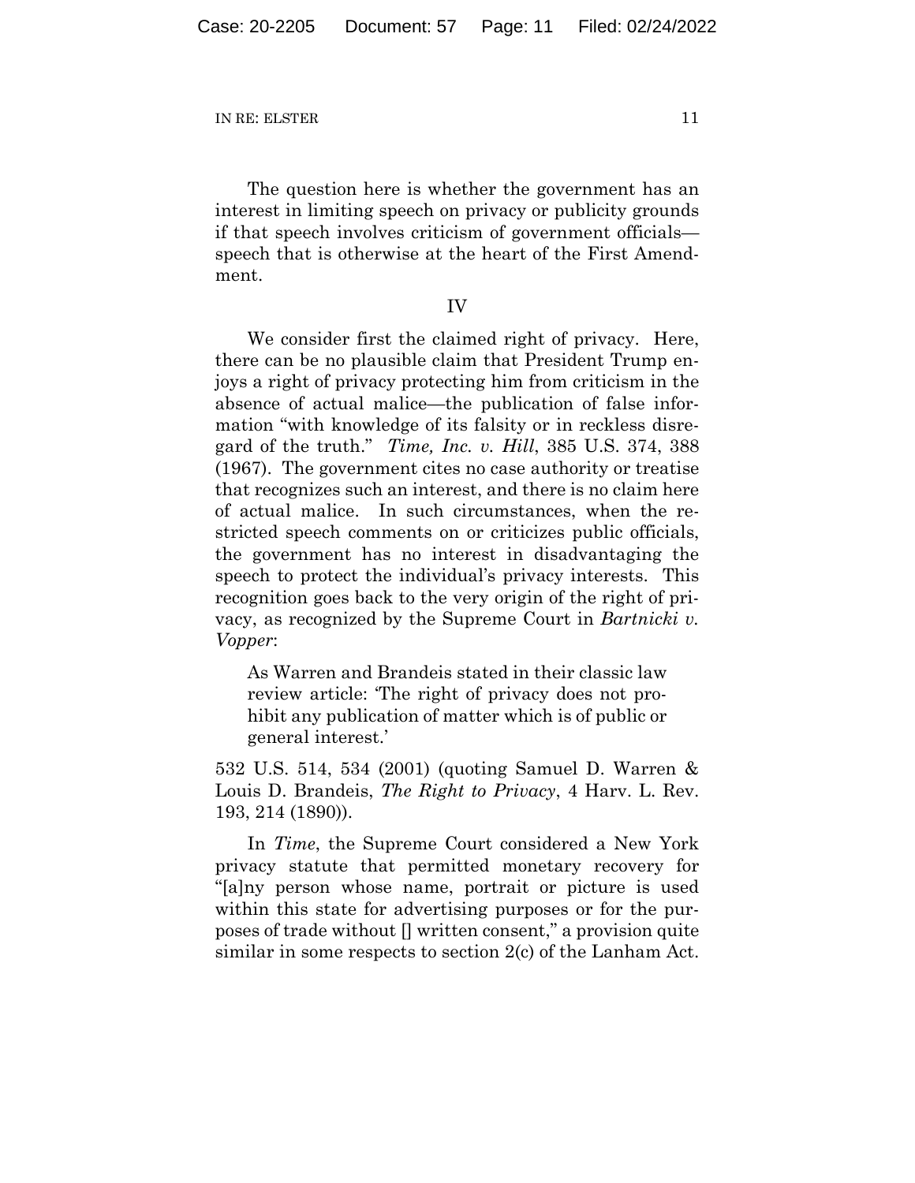The question here is whether the government has an interest in limiting speech on privacy or publicity grounds if that speech involves criticism of government officials—speech that is otherwise at the heart of the First Amendment.

## IV

We consider first the claimed right of privacy. Here, there can be no plausible claim that President Trump enjoys a right of privacy protecting him from criticism in the absence of actual malice—the publication of false information "with knowledge of its falsity or in reckless disregard of the truth." *Time, Inc. v. Hill*, 385 U.S. 374, 388 (1967). The government cites no case authority or treatise that recognizes such an interest, and there is no claim here of actual malice. In such circumstances, when the restricted speech comments on or criticizes public officials, the government has no interest in disadvantaging the speech to protect the individual's privacy interests. This recognition goes back to the very origin of the right of privacy, as recognized by the Supreme Court in *Bartnicki v. Vopper*:

> As Warren and Brandeis stated in their classic law review article: 'The right of privacy does not prohibit any publication of matter which is of public or general interest.'

532 U.S. 514, 534 (2001) (quoting Samuel D. Warren & Louis D. Brandeis, *The Right to Privacy*, 4 Harv. L. Rev. 193, 214 (1890)).

In *Time*, the Supreme Court considered a New York privacy statute that permitted monetary recovery for "[a]ny person whose name, portrait or picture is used within this state for advertising purposes or for the purposes of trade without [] written consent," a provision quite similar in some respects to section 2(c) of the Lanham Act.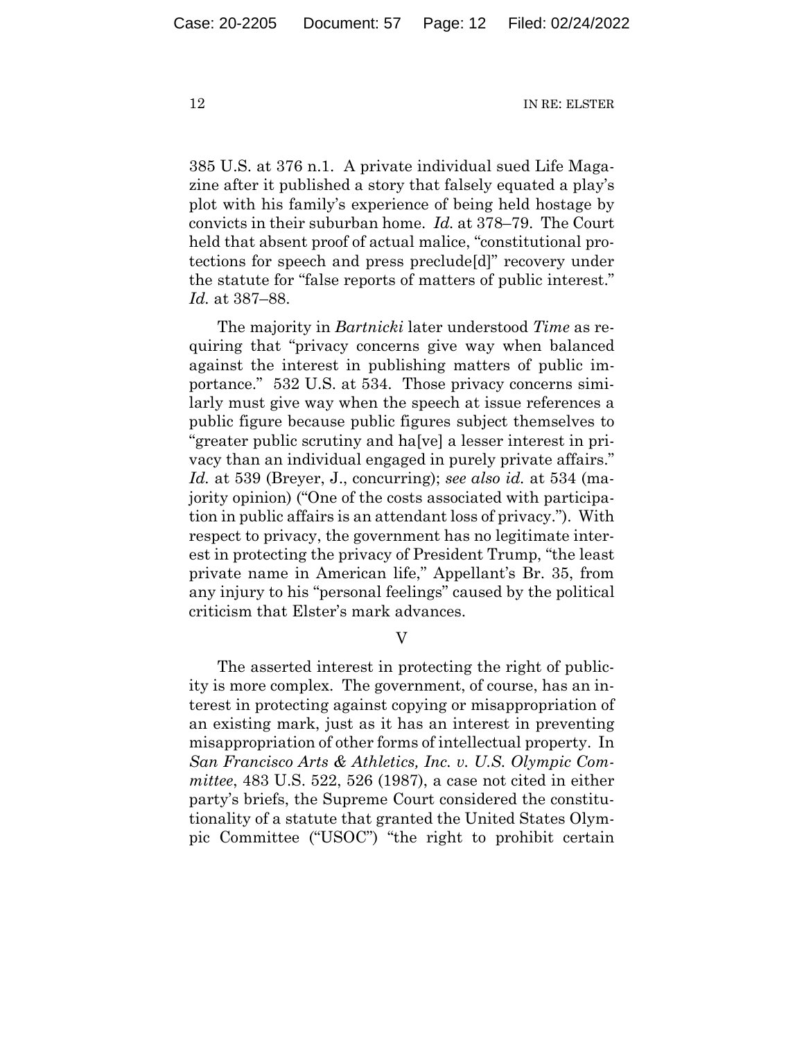385 U.S. at 376 n.1. A private individual sued Life Magazine after it published a story that falsely equated a play's plot with his family's experience of being held hostage by convicts in their suburban home. *Id.* at 378–79. The Court held that absent proof of actual malice, "constitutional protections for speech and press preclude[d]" recovery under the statute for "false reports of matters of public interest." *Id.* at 387–88.

The majority in *Bartnicki* later understood *Time* as requiring that "privacy concerns give way when balanced against the interest in publishing matters of public importance." 532 U.S. at 534. Those privacy concerns similarly must give way when the speech at issue references a public figure because public figures subject themselves to "greater public scrutiny and ha[ve] a lesser interest in privacy than an individual engaged in purely private affairs." *Id.* at 539 (Breyer, J., concurring); *see also id.* at 534 (majority opinion) ("One of the costs associated with participation in public affairs is an attendant loss of privacy."). With respect to privacy, the government has no legitimate interest in protecting the privacy of President Trump, "the least private name in American life," Appellant's Br. 35, from any injury to his "personal feelings" caused by the political criticism that Elster's mark advances.

## V

The asserted interest in protecting the right of publicity is more complex. The government, of course, has an interest in protecting against copying or misappropriation of an existing mark, just as it has an interest in preventing misappropriation of other forms of intellectual property. In *San Francisco Arts & Athletics, Inc. v. U.S. Olympic Committee*, 483 U.S. 522, 526 (1987), a case not cited in either party's briefs, the Supreme Court considered the constitutionality of a statute that granted the United States Olympic Committee ("USOC") "the right to prohibit certain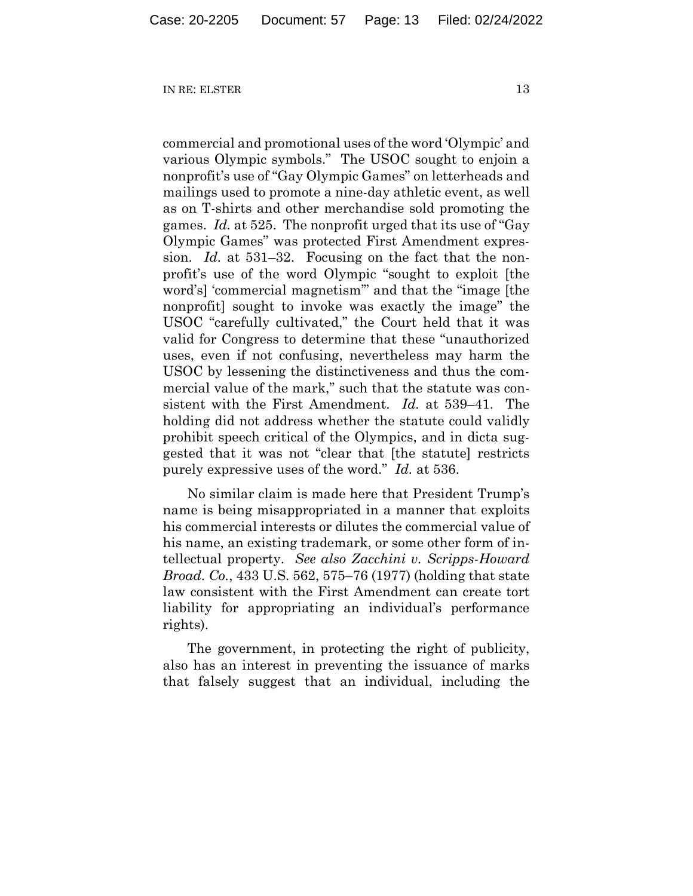commercial and promotional uses of the word 'Olympic' and various Olympic symbols." The USOC sought to enjoin a nonprofit's use of "Gay Olympic Games" on letterheads and mailings used to promote a nine-day athletic event, as well as on T-shirts and other merchandise sold promoting the games. *Id.* at 525. The nonprofit urged that its use of "Gay Olympic Games" was protected First Amendment expression. *Id.* at 531–32. Focusing on the fact that the nonprofit's use of the word Olympic "sought to exploit [the word's] 'commercial magnetism'" and that the "image [the nonprofit] sought to invoke was exactly the image" the USOC "carefully cultivated," the Court held that it was valid for Congress to determine that these "unauthorized uses, even if not confusing, nevertheless may harm the USOC by lessening the distinctiveness and thus the commercial value of the mark," such that the statute was consistent with the First Amendment. *Id.* at 539–41. The holding did not address whether the statute could validly prohibit speech critical of the Olympics, and in dicta suggested that it was not "clear that [the statute] restricts purely expressive uses of the word." *Id.* at 536.

No similar claim is made here that President Trump's name is being misappropriated in a manner that exploits his commercial interests or dilutes the commercial value of his name, an existing trademark, or some other form of intellectual property. *See also Zacchini v. Scripps-Howard Broad. Co.*, 433 U.S. 562, 575–76 (1977) (holding that state law consistent with the First Amendment can create tort liability for appropriating an individual's performance rights).

The government, in protecting the right of publicity, also has an interest in preventing the issuance of marks that falsely suggest that an individual, including the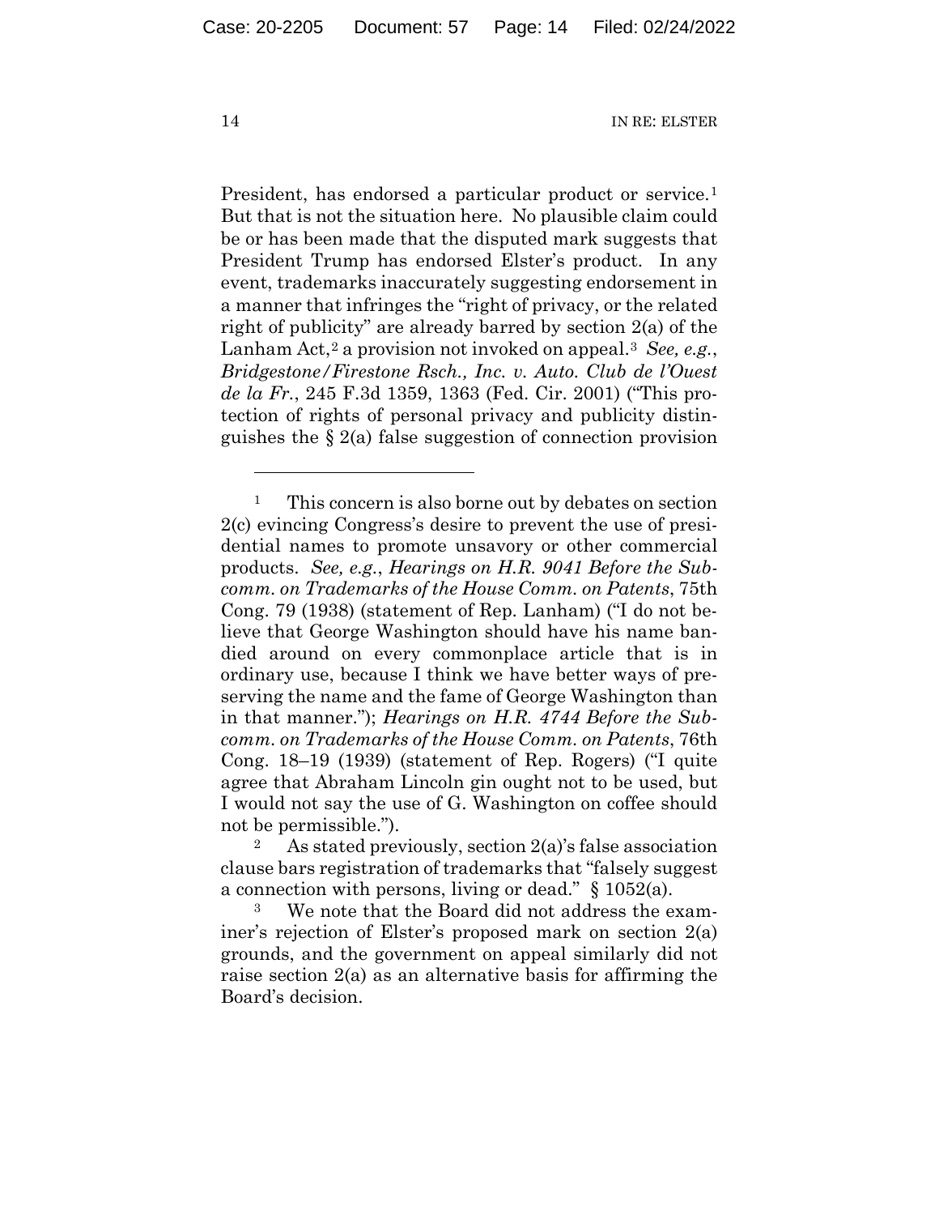President, has endorsed a particular product or service.[1] But that is not the situation here. No plausible claim could be or has been made that the disputed mark suggests that President Trump has endorsed Elster's product. In any event, trademarks inaccurately suggesting endorsement in a manner that infringes the "right of privacy, or the related right of publicity" are already barred by section 2(a) of the Lanham Act,[2] a provision not invoked on appeal.[3] *See, e.g.*, *Bridgestone/Firestone Rsch., Inc. v. Auto. Club de l'Ouest de la Fr.*, 245 F.3d 1359, 1363 (Fed. Cir. 2001) ("This protection of rights of personal privacy and publicity distinguishes the § 2(a) false suggestion of connection provision

---

[1] This concern is also borne out by debates on section 2(c) evincing Congress's desire to prevent the use of presidential names to promote unsavory or other commercial products. *See, e.g.*, *Hearings on H.R. 9041 Before the Subcomm. on Trademarks of the House Comm. on Patents*, 75th Cong. 79 (1938) (statement of Rep. Lanham) ("I do not believe that George Washington should have his name bandied around on every commonplace article that is in ordinary use, because I think we have better ways of preserving the name and the fame of George Washington than in that manner."); *Hearings on H.R. 4744 Before the Subcomm. on Trademarks of the House Comm. on Patents*, 76th Cong. 18–19 (1939) (statement of Rep. Rogers) ("I quite agree that Abraham Lincoln gin ought not to be used, but I would not say the use of G. Washington on coffee should not be permissible.").

[2] As stated previously, section 2(a)'s false association clause bars registration of trademarks that "falsely suggest a connection with persons, living or dead." § 1052(a).

[3] We note that the Board did not address the examiner's rejection of Elster's proposed mark on section 2(a) grounds, and the government on appeal similarly did not raise section 2(a) as an alternative basis for affirming the Board's decision.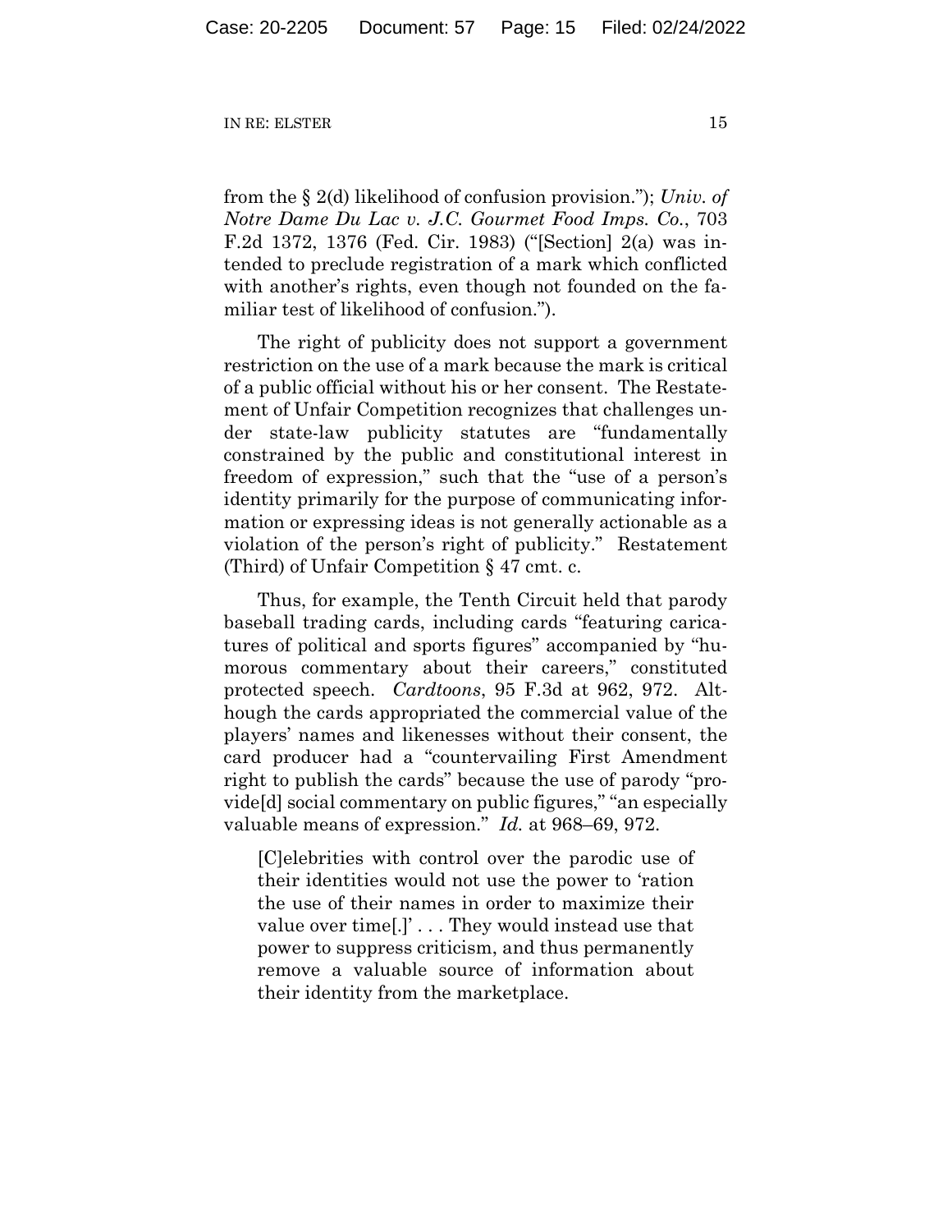from the § 2(d) likelihood of confusion provision."); *Univ. of Notre Dame Du Lac v. J.C. Gourmet Food Imps. Co.*, 703 F.2d 1372, 1376 (Fed. Cir. 1983) ("[Section] 2(a) was intended to preclude registration of a mark which conflicted with another's rights, even though not founded on the familiar test of likelihood of confusion.").

The right of publicity does not support a government restriction on the use of a mark because the mark is critical of a public official without his or her consent. The Restatement of Unfair Competition recognizes that challenges under state-law publicity statutes are "fundamentally constrained by the public and constitutional interest in freedom of expression," such that the "use of a person's identity primarily for the purpose of communicating information or expressing ideas is not generally actionable as a violation of the person's right of publicity." Restatement (Third) of Unfair Competition § 47 cmt. c.

Thus, for example, the Tenth Circuit held that parody baseball trading cards, including cards "featuring caricatures of political and sports figures" accompanied by "humorous commentary about their careers," constituted protected speech. *Cardtoons*, 95 F.3d at 962, 972. Although the cards appropriated the commercial value of the players' names and likenesses without their consent, the card producer had a "countervailing First Amendment right to publish the cards" because the use of parody "provide[d] social commentary on public figures," "an especially valuable means of expression." *Id.* at 968–69, 972.

> [C]elebrities with control over the parodic use of their identities would not use the power to 'ration the use of their names in order to maximize their value over time[.]' . . . They would instead use that power to suppress criticism, and thus permanently remove a valuable source of information about their identity from the marketplace.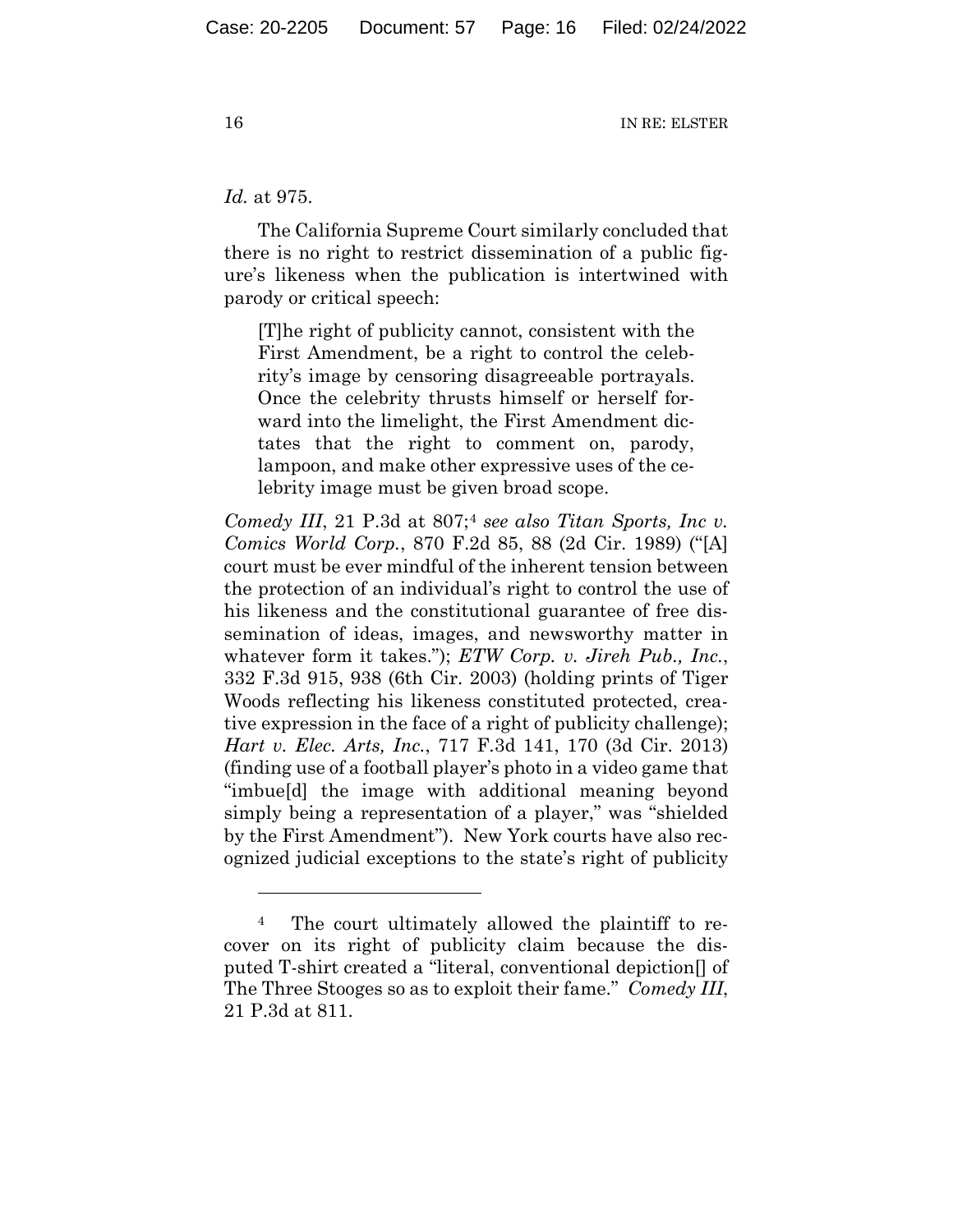*Id.* at 975.

The California Supreme Court similarly concluded that there is no right to restrict dissemination of a public figure's likeness when the publication is intertwined with parody or critical speech:

> [T]he right of publicity cannot, consistent with the First Amendment, be a right to control the celebrity's image by censoring disagreeable portrayals. Once the celebrity thrusts himself or herself forward into the limelight, the First Amendment dictates that the right to comment on, parody, lampoon, and make other expressive uses of the celebrity image must be given broad scope.

*Comedy III*, 21 P.3d at 807;[4] *see also Titan Sports, Inc v. Comics World Corp.*, 870 F.2d 85, 88 (2d Cir. 1989) ("[A] court must be ever mindful of the inherent tension between the protection of an individual's right to control the use of his likeness and the constitutional guarantee of free dissemination of ideas, images, and newsworthy matter in whatever form it takes."); *ETW Corp. v. Jireh Pub., Inc.*, 332 F.3d 915, 938 (6th Cir. 2003) (holding prints of Tiger Woods reflecting his likeness constituted protected, creative expression in the face of a right of publicity challenge); *Hart v. Elec. Arts, Inc.*, 717 F.3d 141, 170 (3d Cir. 2013) (finding use of a football player's photo in a video game that "imbue[d] the image with additional meaning beyond simply being a representation of a player," was "shielded by the First Amendment"). New York courts have also recognized judicial exceptions to the state's right of publicity

---

[4] The court ultimately allowed the plaintiff to recover on its right of publicity claim because the disputed T-shirt created a "literal, conventional depiction[] of The Three Stooges so as to exploit their fame." *Comedy III*, 21 P.3d at 811.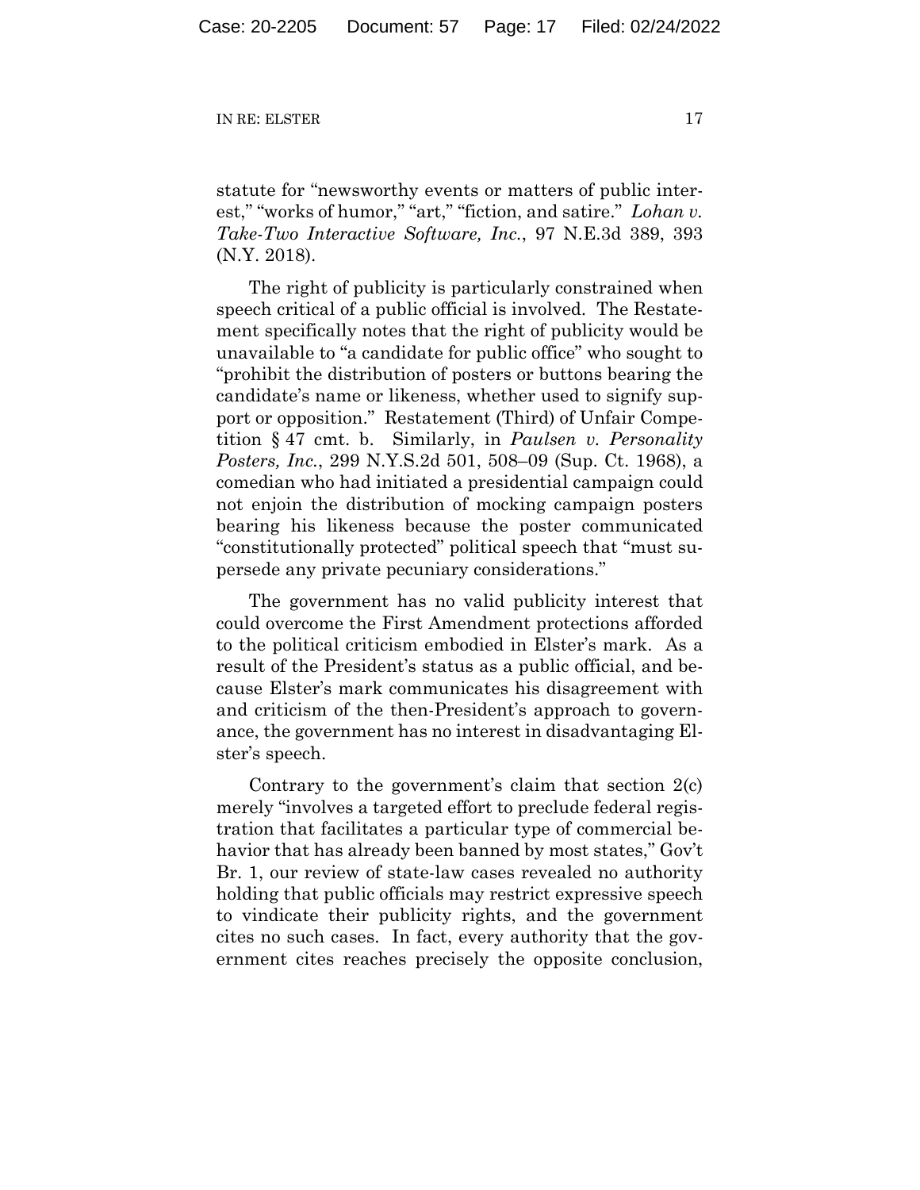statute for "newsworthy events or matters of public interest," "works of humor," "art," "fiction, and satire." *Lohan v. Take-Two Interactive Software, Inc.*, 97 N.E.3d 389, 393 (N.Y. 2018).

The right of publicity is particularly constrained when speech critical of a public official is involved. The Restatement specifically notes that the right of publicity would be unavailable to "a candidate for public office" who sought to "prohibit the distribution of posters or buttons bearing the candidate's name or likeness, whether used to signify support or opposition." Restatement (Third) of Unfair Competition § 47 cmt. b. Similarly, in *Paulsen v. Personality Posters, Inc.*, 299 N.Y.S.2d 501, 508–09 (Sup. Ct. 1968), a comedian who had initiated a presidential campaign could not enjoin the distribution of mocking campaign posters bearing his likeness because the poster communicated "constitutionally protected" political speech that "must supersede any private pecuniary considerations."

The government has no valid publicity interest that could overcome the First Amendment protections afforded to the political criticism embodied in Elster's mark. As a result of the President's status as a public official, and because Elster's mark communicates his disagreement with and criticism of the then-President's approach to governance, the government has no interest in disadvantaging Elster's speech.

Contrary to the government's claim that section 2(c) merely "involves a targeted effort to preclude federal registration that facilitates a particular type of commercial behavior that has already been banned by most states," Gov't Br. 1, our review of state-law cases revealed no authority holding that public officials may restrict expressive speech to vindicate their publicity rights, and the government cites no such cases. In fact, every authority that the government cites reaches precisely the opposite conclusion,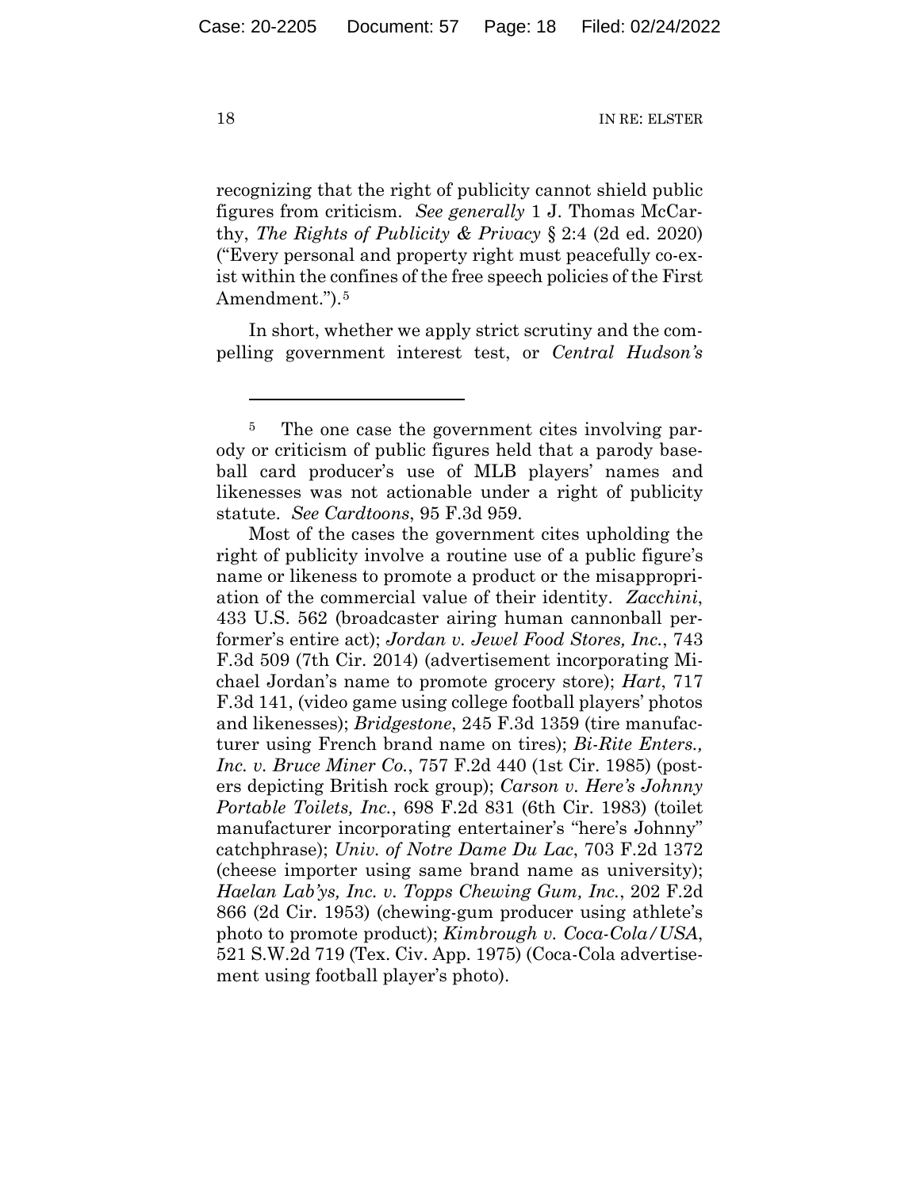recognizing that the right of publicity cannot shield public figures from criticism. *See generally* 1 J. Thomas McCarthy, *The Rights of Publicity & Privacy* § 2:4 (2d ed. 2020) ("Every personal and property right must peacefully co-exist within the confines of the free speech policies of the First Amendment.").[5]

In short, whether we apply strict scrutiny and the compelling government interest test, or *Central Hudson's*

---

[5] The one case the government cites involving parody or criticism of public figures held that a parody baseball card producer's use of MLB players' names and likenesses was not actionable under a right of publicity statute. *See Cardtoons*, 95 F.3d 959.

Most of the cases the government cites upholding the right of publicity involve a routine use of a public figure's name or likeness to promote a product or the misappropriation of the commercial value of their identity. *Zacchini*, 433 U.S. 562 (broadcaster airing human cannonball performer's entire act); *Jordan v. Jewel Food Stores, Inc.*, 743 F.3d 509 (7th Cir. 2014) (advertisement incorporating Michael Jordan's name to promote grocery store); *Hart*, 717 F.3d 141, (video game using college football players' photos and likenesses); *Bridgestone*, 245 F.3d 1359 (tire manufacturer using French brand name on tires); *Bi-Rite Enters., Inc. v. Bruce Miner Co.*, 757 F.2d 440 (1st Cir. 1985) (posters depicting British rock group); *Carson v. Here's Johnny Portable Toilets, Inc.*, 698 F.2d 831 (6th Cir. 1983) (toilet manufacturer incorporating entertainer's "here's Johnny" catchphrase); *Univ. of Notre Dame Du Lac*, 703 F.2d 1372 (cheese importer using same brand name as university); *Haelan Lab'ys, Inc. v. Topps Chewing Gum, Inc.*, 202 F.2d 866 (2d Cir. 1953) (chewing-gum producer using athlete's photo to promote product); *Kimbrough v. Coca-Cola/USA*, 521 S.W.2d 719 (Tex. Civ. App. 1975) (Coca-Cola advertisement using football player's photo).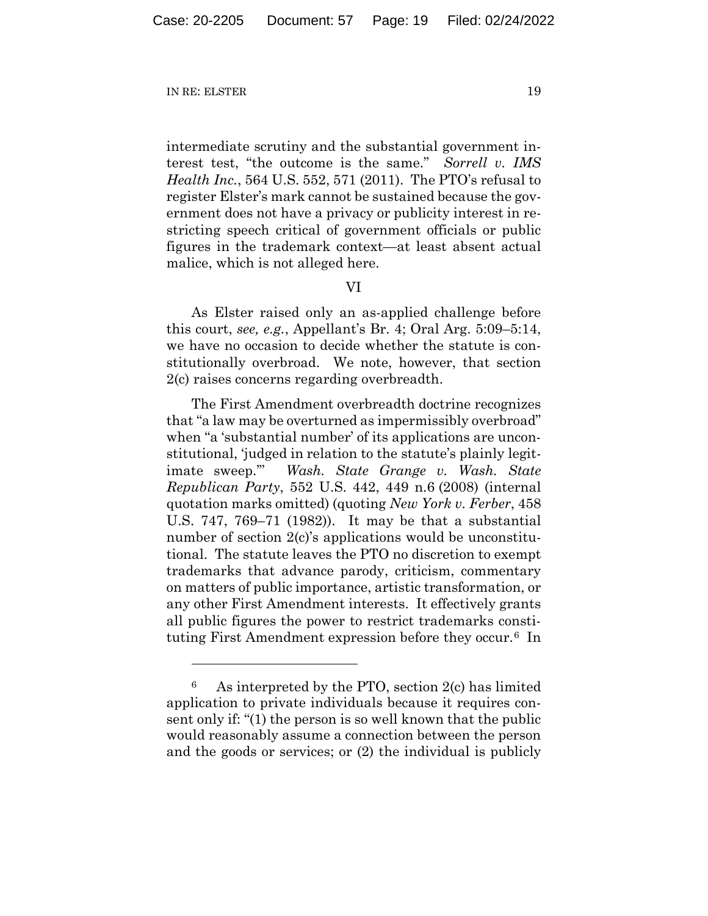intermediate scrutiny and the substantial government interest test, "the outcome is the same." *Sorrell v. IMS Health Inc.*, 564 U.S. 552, 571 (2011). The PTO's refusal to register Elster's mark cannot be sustained because the government does not have a privacy or publicity interest in restricting speech critical of government officials or public figures in the trademark context—at least absent actual malice, which is not alleged here.

## VI

As Elster raised only an as-applied challenge before this court, *see, e.g.*, Appellant's Br. 4; Oral Arg. 5:09–5:14, we have no occasion to decide whether the statute is constitutionally overbroad. We note, however, that section 2(c) raises concerns regarding overbreadth.

The First Amendment overbreadth doctrine recognizes that "a law may be overturned as impermissibly overbroad" when "a 'substantial number' of its applications are unconstitutional, 'judged in relation to the statute's plainly legitimate sweep.'" *Wash. State Grange v. Wash. State Republican Party*, 552 U.S. 442, 449 n.6 (2008) (internal quotation marks omitted) (quoting *New York v. Ferber*, 458 U.S. 747, 769–71 (1982)). It may be that a substantial number of section 2(c)'s applications would be unconstitutional. The statute leaves the PTO no discretion to exempt trademarks that advance parody, criticism, commentary on matters of public importance, artistic transformation, or any other First Amendment interests. It effectively grants all public figures the power to restrict trademarks constituting First Amendment expression before they occur.[6] In

[6] As interpreted by the PTO, section 2(c) has limited application to private individuals because it requires consent only if: "(1) the person is so well known that the public would reasonably assume a connection between the person and the goods or services; or (2) the individual is publicly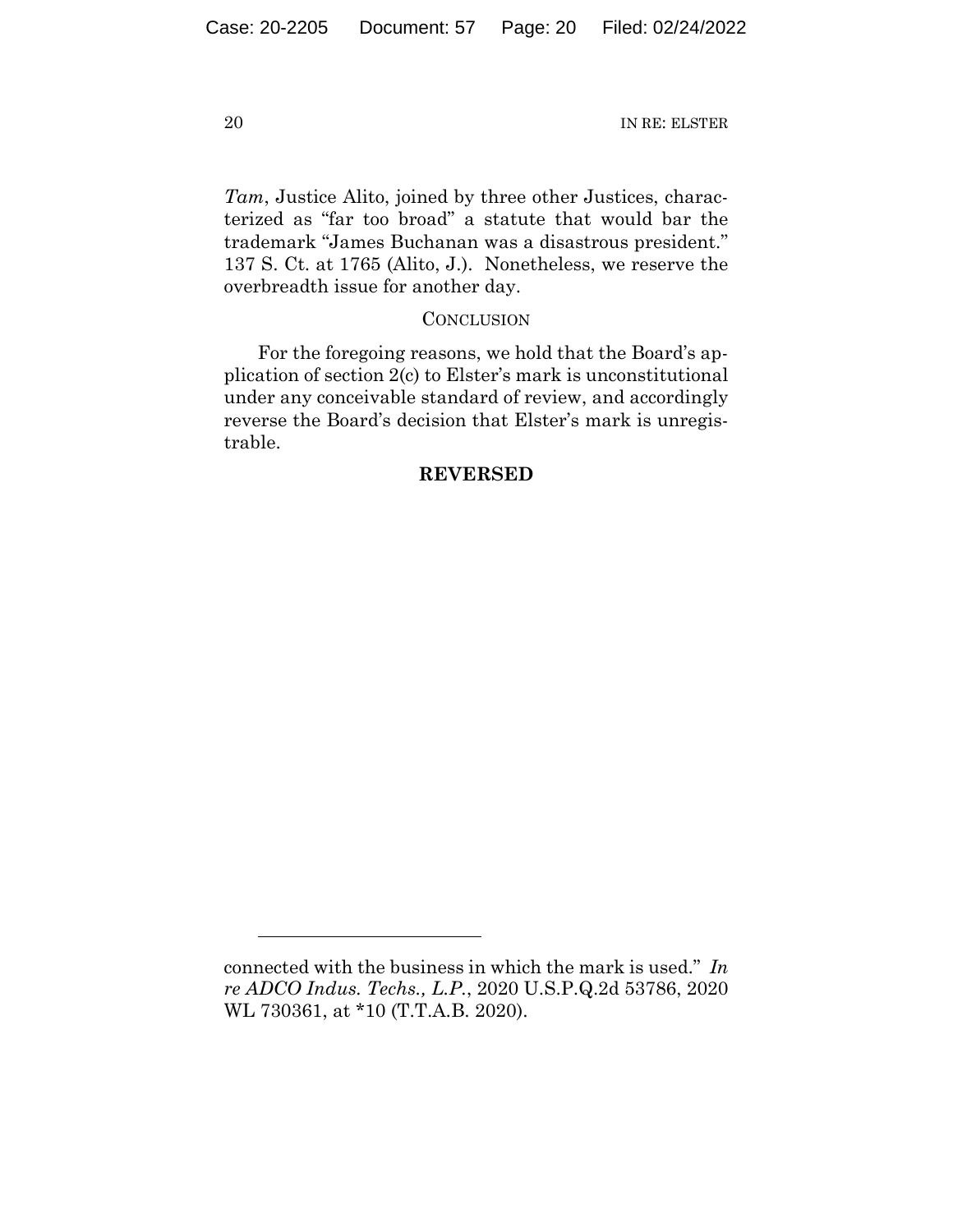*Tam*, Justice Alito, joined by three other Justices, characterized as "far too broad" a statute that would bar the trademark "James Buchanan was a disastrous president." 137 S. Ct. at 1765 (Alito, J.). Nonetheless, we reserve the overbreadth issue for another day.

## CONCLUSION

For the foregoing reasons, we hold that the Board's application of section 2(c) to Elster's mark is unconstitutional under any conceivable standard of review, and accordingly reverse the Board's decision that Elster's mark is unregistrable.

**REVERSED**

---

connected with the business in which the mark is used." *In re ADCO Indus. Techs., L.P.*, 2020 U.S.P.Q.2d 53786, 2020 WL 730361, at *10 (T.T.A.B. 2020).